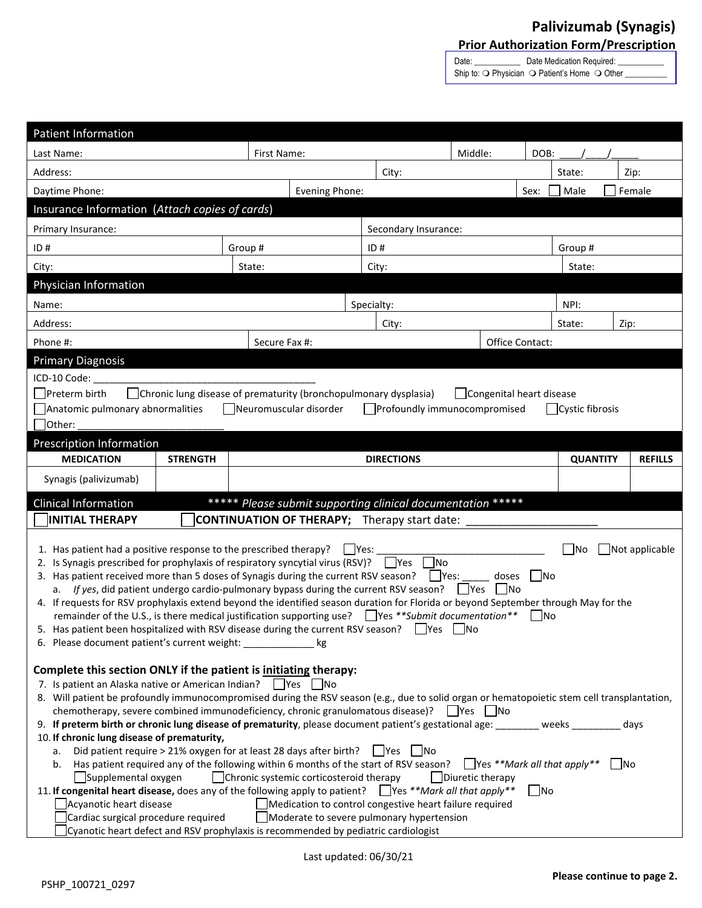# Palivizumab (Synagis)

## Prior Authorization Form/Prescription

Date: ___________ Date Medication Required: ___________
Ship to: ❍ Physician ❍ Patient's Home ❍ Other __________

## Patient Information

| Last Name: | First Name: | Middle: | DOB: ____/____/_____ |
|---|---|---|---|
| Address: | City: | State: | Zip: |
| Daytime Phone: | Evening Phone: | Sex: ☐ Male ☐ Female | |

## Insurance Information (*Attach copies of cards*)

| Primary Insurance: | | Secondary Insurance: | |
|---|---|---|---|
| ID # | Group # | ID # | Group # |
| City: | State: | City: | State: |

## Physician Information

| Name: | Specialty: | NPI: | |
|---|---|---|---|
| Address: | City: | State: | Zip: |
| Phone #: | Secure Fax #: | Office Contact: | |

## Primary Diagnosis

ICD-10 Code: ________________________________________

☐ Preterm birth ☐ Chronic lung disease of prematurity (bronchopulmonary dysplasia) ☐ Congenital heart disease
☐ Anatomic pulmonary abnormalities ☐ Neuromuscular disorder ☐ Profoundly immunocompromised ☐ Cystic fibrosis
☐ Other: ___________________________

## Prescription Information

| MEDICATION | STRENGTH | DIRECTIONS | QUANTITY | REFILLS |
|---|---|---|---|---|
| Synagis (palivizumab) | | | | |

## Clinical Information ***** *Please submit supporting clinical documentation* *****

☐ **INITIAL THERAPY** ☐ **CONTINUATION OF THERAPY;** Therapy start date: _____________________

1. Has patient had a positive response to the prescribed therapy? ☐ Yes: ______________________________ ☐ No ☐ Not applicable
2. Is Synagis prescribed for prophylaxis of respiratory syncytial virus (RSV)? ☐ Yes ☐ No
3. Has patient received more than 5 doses of Synagis during the current RSV season? ☐ Yes: _____ doses ☐ No
   a. *If yes*, did patient undergo cardio-pulmonary bypass during the current RSV season? ☐ Yes ☐ No
4. If requests for RSV prophylaxis extend beyond the identified season duration for Florida or beyond September through May for the remainder of the U.S., is there medical justification supporting use? ☐ Yes ***Submit documentation*** ☐ No
5. Has patient been hospitalized with RSV disease during the current RSV season? ☐ Yes ☐ No
6. Please document patient's current weight: _____________ kg

### Complete this section ONLY if the patient is <u>initiating</u> therapy:

7. Is patient an Alaska native or American Indian? ☐ Yes ☐ No
8. Will patient be profoundly immunocompromised during the RSV season (e.g., due to solid organ or hematopoietic stem cell transplantation, chemotherapy, severe combined immunodeficiency, chronic granulomatous disease)? ☐ Yes ☐ No
9. **If preterm birth or chronic lung disease of prematurity**, please document patient's gestational age: ________ weeks _________ days
10. **If chronic lung disease of prematurity,**
    a. Did patient require > 21% oxygen for at least 28 days after birth? ☐ Yes ☐ No
    b. Has patient required any of the following within 6 months of the start of RSV season? ☐ Yes ***Mark all that apply*** ☐ No
       ☐ Supplemental oxygen ☐ Chronic systemic corticosteroid therapy ☐ Diuretic therapy
11. **If congenital heart disease,** does any of the following apply to patient? ☐ Yes ***Mark all that apply*** ☐ No
    ☐ Acyanotic heart disease ☐ Medication to control congestive heart failure required
    ☐ Cardiac surgical procedure required ☐ Moderate to severe pulmonary hypertension
    ☐ Cyanotic heart defect and RSV prophylaxis is recommended by pediatric cardiologist

Last updated: 06/30/21

PSHP_100721_0297

**Please continue to page 2.**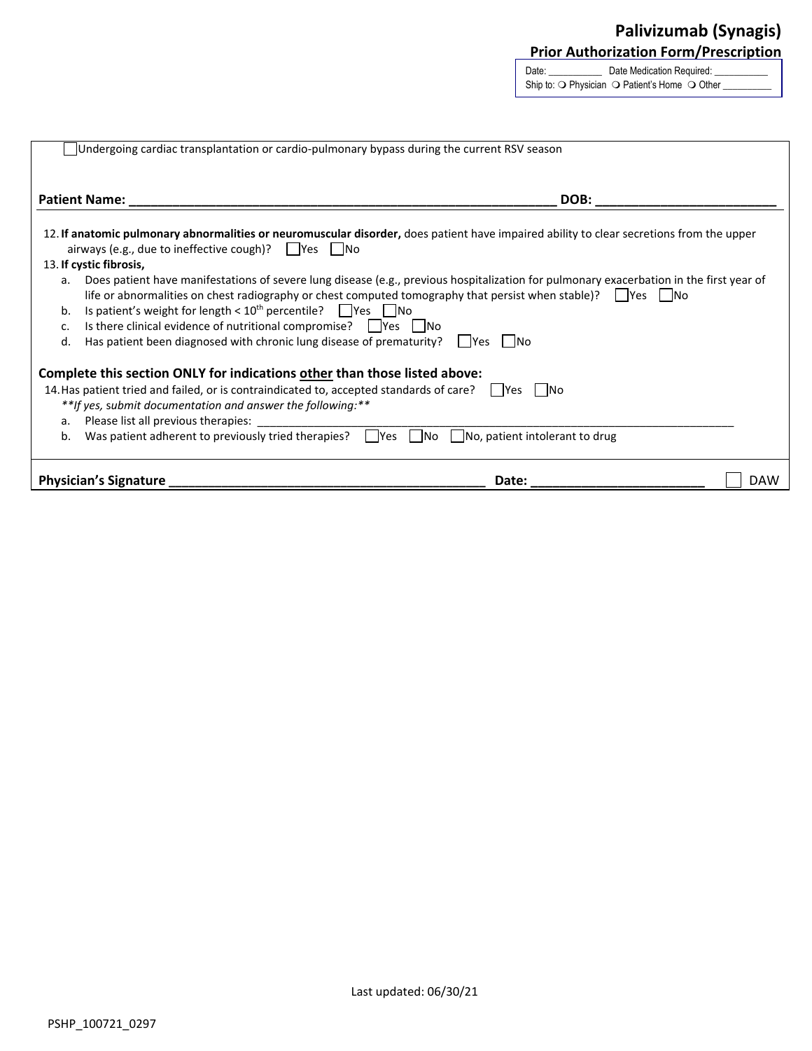# Palivizumab (Synagis)

## Prior Authorization Form/Prescription

Date: ___________ Date Medication Required: ___________
Ship to: ❍ Physician ❍ Patient's Home ❍ Other __________

☐ Undergoing cardiac transplantation or cardio-pulmonary bypass during the current RSV season

**Patient Name: ___________________________________________________________ DOB: ________________________**

12. **If anatomic pulmonary abnormalities or neuromuscular disorder,** does patient have impaired ability to clear secretions from the upper airways (e.g., due to ineffective cough)? ☐ Yes ☐ No

13. **If cystic fibrosis,**
    a. Does patient have manifestations of severe lung disease (e.g., previous hospitalization for pulmonary exacerbation in the first year of life or abnormalities on chest radiography or chest computed tomography that persist when stable)? ☐ Yes ☐ No
    b. Is patient's weight for length < 10th percentile? ☐ Yes ☐ No
    c. Is there clinical evidence of nutritional compromise? ☐ Yes ☐ No
    d. Has patient been diagnosed with chronic lung disease of prematurity? ☐ Yes ☐ No

**Complete this section ONLY for indications other than those listed above:**

14. Has patient tried and failed, or is contraindicated to, accepted standards of care? ☐ Yes ☐ No

    *\*\*If yes, submit documentation and answer the following:\*\**

    a. Please list all previous therapies: ______________________________________________________________________________
    b. Was patient adherent to previously tried therapies? ☐ Yes ☐ No ☐ No, patient intolerant to drug

**Physician's Signature _____________________________________________ Date: ________________________** ☐ DAW

Last updated: 06/30/21

PSHP_100721_0297